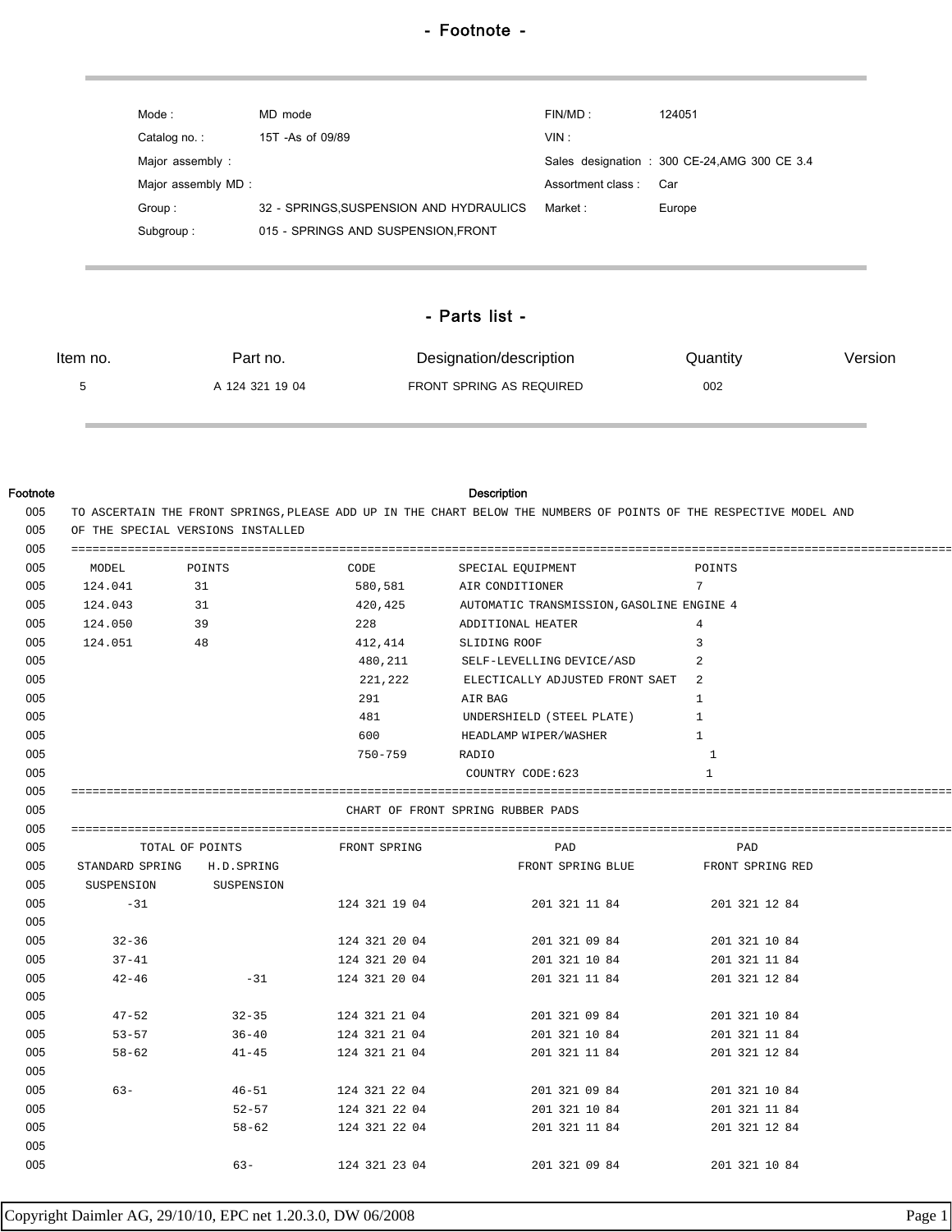## - Footnote -

| | | | |
|---|---|---|---|
| Mode : | MD mode | FIN/MD : | 124051 |
| Catalog no. : | 15T -As of 09/89 | VIN : | |
| Major assembly : | | Sales designation : | 300 CE-24,AMG 300 CE 3.4 |
| Major assembly MD : | | Assortment class : | Car |
| Group : | 32 - SPRINGS,SUSPENSION AND HYDRAULICS | Market : | Europe |
| Subgroup : | 015 - SPRINGS AND SUSPENSION,FRONT | | |

## - Parts list -

| Item no. | Part no. | Designation/description | Quantity | Version |
|---|---|---|---|---|
| 5 | A 124 321 19 04 | FRONT SPRING AS REQUIRED | 002 | |

| Footnote | Description |
|---|---|
| 005 | TO ASCERTAIN THE FRONT SPRINGS,PLEASE ADD UP IN THE CHART BELOW THE NUMBERS OF POINTS OF THE RESPECTIVE MODEL AND |
| 005 | OF THE SPECIAL VERSIONS INSTALLED |

```
005  ==========================================================================================
005    MODEL        POINTS              CODE          SPECIAL EQUIPMENT                 POINTS
005   124.041        31                 580,581       AIR CONDITIONER                   7
005   124.043        31                 420,425       AUTOMATIC TRANSMISSION,GASOLINE ENGINE 4
005   124.050        39                 228           ADDITIONAL HEATER                 4
005   124.051        48                 412,414       SLIDING ROOF                      3
005                                     480,211       SELF-LEVELLING DEVICE/ASD         2
005                                     221,222       ELECTICALLY ADJUSTED FRONT SAET   2
005                                     291           AIR BAG                           1
005                                     481           UNDERSHIELD (STEEL PLATE)         1
005                                     600           HEADLAMP WIPER/WASHER             1
005                                     750-759       RADIO                               1
005                                                    COUNTRY CODE:623                   1
005  ==========================================================================================
005                                    CHART OF FRONT SPRING RUBBER PADS
005  ==========================================================================================
005            TOTAL OF POINTS             FRONT SPRING              PAD                  PAD
005   STANDARD SPRING    H.D.SPRING                            FRONT SPRING BLUE     FRONT SPRING RED
005    SUSPENSION        SUSPENSION
005          -31                           124 321 19 04         201 321 11 84        201 321 12 84
005
005        32-36                           124 321 20 04         201 321 09 84        201 321 10 84
005        37-41                           124 321 20 04         201 321 10 84        201 321 11 84
005        42-46              -31          124 321 20 04         201 321 11 84        201 321 12 84
005
005        47-52            32-35          124 321 21 04         201 321 09 84        201 321 10 84
005        53-57            36-40          124 321 21 04         201 321 10 84        201 321 11 84
005        58-62            41-45          124 321 21 04         201 321 11 84        201 321 12 84
005
005        63-              46-51          124 321 22 04         201 321 09 84        201 321 10 84
005                         52-57          124 321 22 04         201 321 10 84        201 321 11 84
005                         58-62          124 321 22 04         201 321 11 84        201 321 12 84
005
005                         63-            124 321 23 04         201 321 09 84        201 321 10 84
```

Copyright Daimler AG, 29/10/10, EPC net 1.20.3.0, DW 06/2008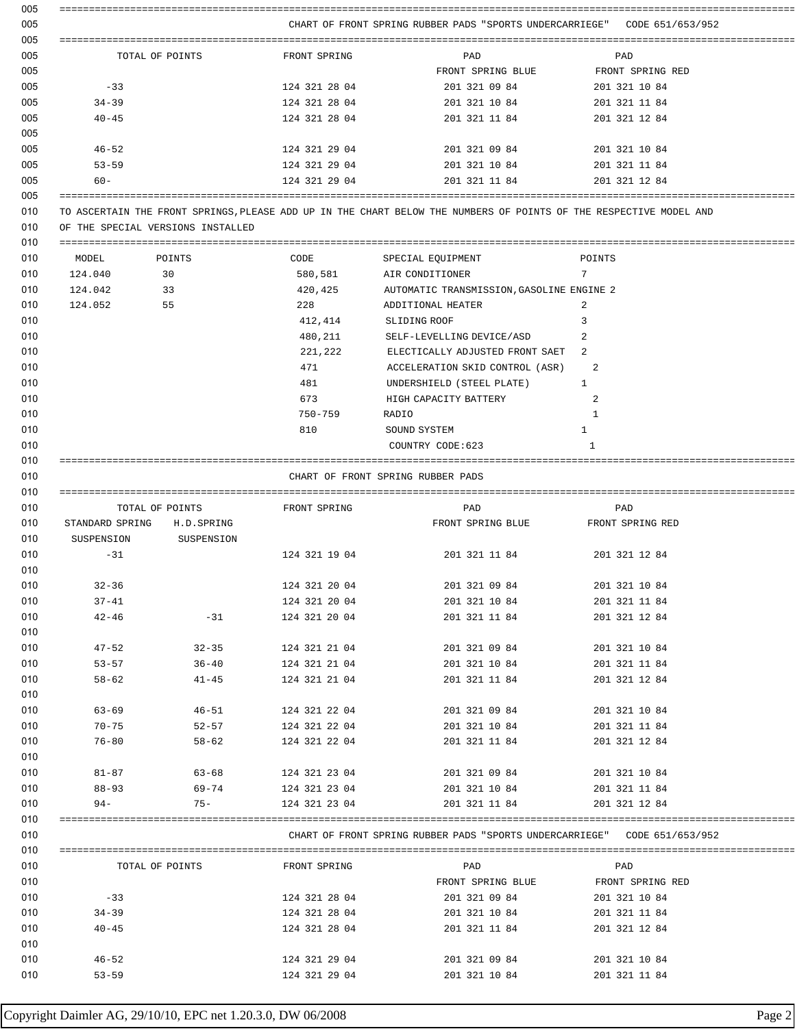| | | | | |
|---|---|---|---|---|
| 005 | | | | |
| 005 | CHART OF FRONT SPRING RUBBER PADS "SPORTS UNDERCARRIEGE" CODE 651/653/952 | | | |
| 005 | | | | |
| 005 | TOTAL OF POINTS | FRONT SPRING | PAD FRONT SPRING BLUE | PAD FRONT SPRING RED |
| 005 | -33 | 124 321 28 04 | 201 321 09 84 | 201 321 10 84 |
| 005 | 34-39 | 124 321 28 04 | 201 321 10 84 | 201 321 11 84 |
| 005 | 40-45 | 124 321 28 04 | 201 321 11 84 | 201 321 12 84 |
| 005 | | | | |
| 005 | 46-52 | 124 321 29 04 | 201 321 09 84 | 201 321 10 84 |
| 005 | 53-59 | 124 321 29 04 | 201 321 10 84 | 201 321 11 84 |
| 005 | 60- | 124 321 29 04 | 201 321 11 84 | 201 321 12 84 |

010 TO ASCERTAIN THE FRONT SPRINGS,PLEASE ADD UP IN THE CHART BELOW THE NUMBERS OF POINTS OF THE RESPECTIVE MODEL AND OF THE SPECIAL VERSIONS INSTALLED

| | MODEL | POINTS | CODE | SPECIAL EQUIPMENT | POINTS |
|---|---|---|---|---|---|
| 010 | 124.040 | 30 | 580,581 | AIR CONDITIONER | 7 |
| 010 | 124.042 | 33 | 420,425 | AUTOMATIC TRANSMISSION,GASOLINE ENGINE | 2 |
| 010 | 124.052 | 55 | 228 | ADDITIONAL HEATER | 2 |
| 010 | | | 412,414 | SLIDING ROOF | 3 |
| 010 | | | 480,211 | SELF-LEVELLING DEVICE/ASD | 2 |
| 010 | | | 221,222 | ELECTICALLY ADJUSTED FRONT SAET | 2 |
| 010 | | | 471 | ACCELERATION SKID CONTROL (ASR) | 2 |
| 010 | | | 481 | UNDERSHIELD (STEEL PLATE) | 1 |
| 010 | | | 673 | HIGH CAPACITY BATTERY | 2 |
| 010 | | | 750-759 | RADIO | 1 |
| 010 | | | 810 | SOUND SYSTEM | 1 |
| 010 | | | | COUNTRY CODE:623 | 1 |

| | | | | | |
|---|---|---|---|---|---|
| 010 | CHART OF FRONT SPRING RUBBER PADS | | | | |
| 010 | TOTAL OF POINTS | | FRONT SPRING | PAD FRONT SPRING BLUE | PAD FRONT SPRING RED |
| 010 | STANDARD SPRING SUSPENSION | H.D.SPRING SUSPENSION | | | |
| 010 | -31 | | 124 321 19 04 | 201 321 11 84 | 201 321 12 84 |
| 010 | | | | | |
| 010 | 32-36 | | 124 321 20 04 | 201 321 09 84 | 201 321 10 84 |
| 010 | 37-41 | | 124 321 20 04 | 201 321 10 84 | 201 321 11 84 |
| 010 | 42-46 | -31 | 124 321 20 04 | 201 321 11 84 | 201 321 12 84 |
| 010 | | | | | |
| 010 | 47-52 | 32-35 | 124 321 21 04 | 201 321 09 84 | 201 321 10 84 |
| 010 | 53-57 | 36-40 | 124 321 21 04 | 201 321 10 84 | 201 321 11 84 |
| 010 | 58-62 | 41-45 | 124 321 21 04 | 201 321 11 84 | 201 321 12 84 |
| 010 | | | | | |
| 010 | 63-69 | 46-51 | 124 321 22 04 | 201 321 09 84 | 201 321 10 84 |
| 010 | 70-75 | 52-57 | 124 321 22 04 | 201 321 10 84 | 201 321 11 84 |
| 010 | 76-80 | 58-62 | 124 321 22 04 | 201 321 11 84 | 201 321 12 84 |
| 010 | | | | | |
| 010 | 81-87 | 63-68 | 124 321 23 04 | 201 321 09 84 | 201 321 10 84 |
| 010 | 88-93 | 69-74 | 124 321 23 04 | 201 321 10 84 | 201 321 11 84 |
| 010 | 94- | 75- | 124 321 23 04 | 201 321 11 84 | 201 321 12 84 |

| | | | | |
|---|---|---|---|---|
| 010 | CHART OF FRONT SPRING RUBBER PADS "SPORTS UNDERCARRIEGE" CODE 651/653/952 | | | |
| 010 | TOTAL OF POINTS | FRONT SPRING | PAD FRONT SPRING BLUE | PAD FRONT SPRING RED |
| 010 | -33 | 124 321 28 04 | 201 321 09 84 | 201 321 10 84 |
| 010 | 34-39 | 124 321 28 04 | 201 321 10 84 | 201 321 11 84 |
| 010 | 40-45 | 124 321 28 04 | 201 321 11 84 | 201 321 12 84 |
| 010 | | | | |
| 010 | 46-52 | 124 321 29 04 | 201 321 09 84 | 201 321 10 84 |
| 010 | 53-59 | 124 321 29 04 | 201 321 10 84 | 201 321 11 84 |

Copyright Daimler AG, 29/10/10, EPC net 1.20.3.0, DW 06/2008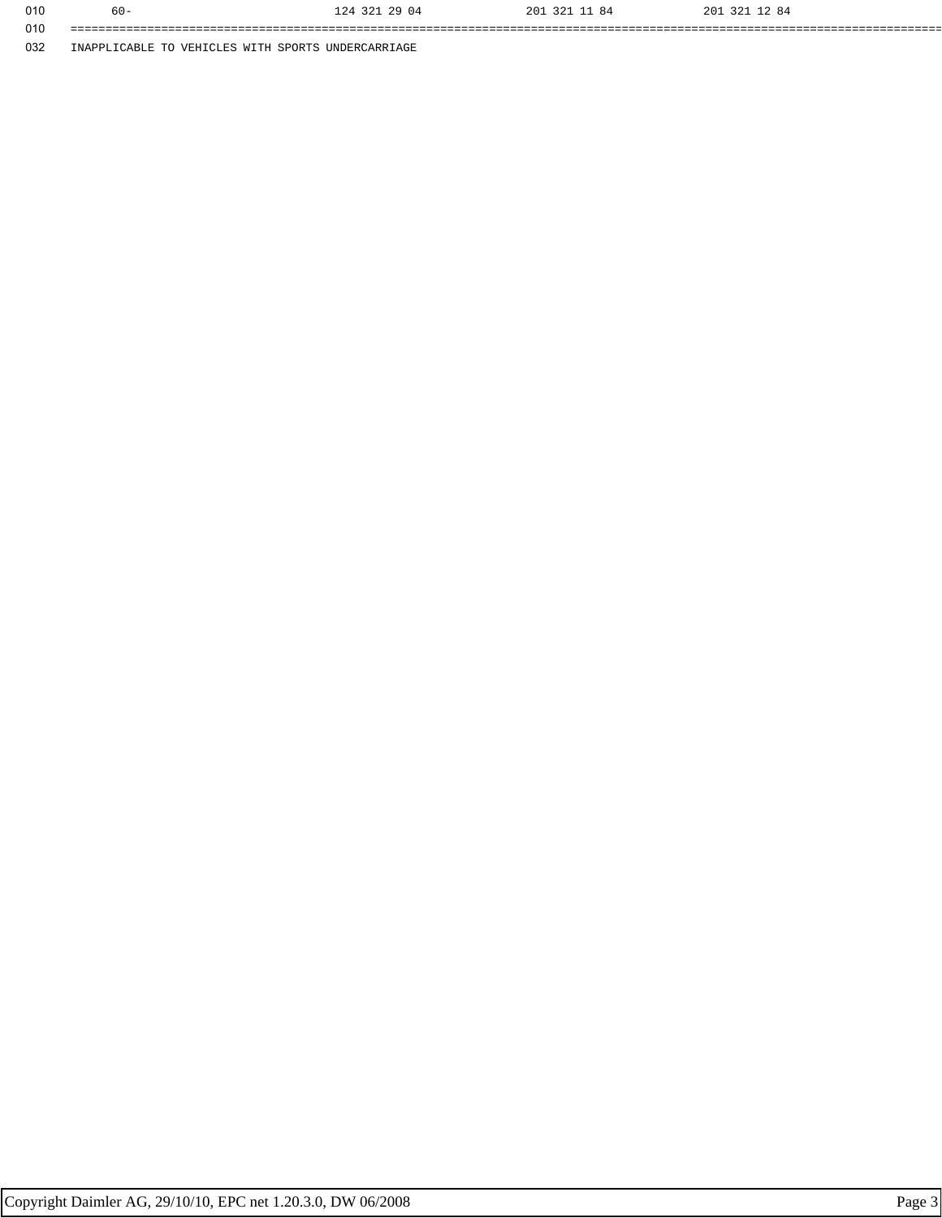```
010       60-                             124 321 29 04          201 321 11 84          201 321 12 84
010   ==========================================================================================================================
032   INAPPLICABLE TO VEHICLES WITH SPORTS UNDERCARRIAGE
```

Copyright Daimler AG, 29/10/10, EPC net 1.20.3.0, DW 06/2008